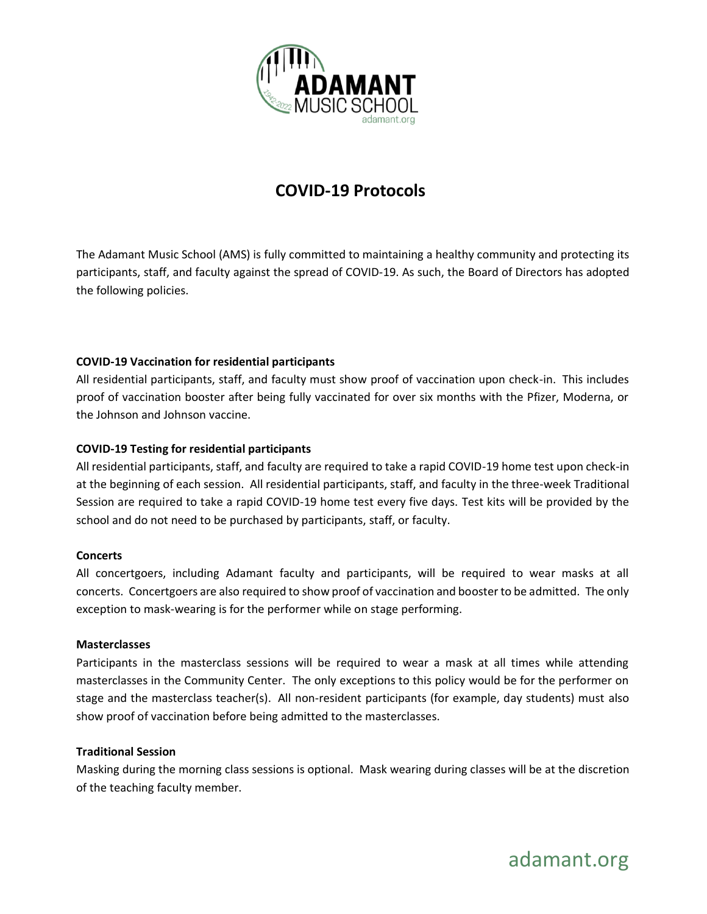# COVID-19 Protocols

The Adamant Music School (AMS) is fully committed to maintaining a healthy community and protecting its participants, staff, and faculty against the spread of COVID-19. As such, the Board of Directors has adopted the following policies.

**COVID-19 Vaccination for residential participants**

All residential participants, staff, and faculty must show proof of vaccination upon check-in. This includes proof of vaccination booster after being fully vaccinated for over six months with the Pfizer, Moderna, or the Johnson and Johnson vaccine.

**COVID-19 Testing for residential participants**

All residential participants, staff, and faculty are required to take a rapid COVID-19 home test upon check-in at the beginning of each session. All residential participants, staff, and faculty in the three-week Traditional Session are required to take a rapid COVID-19 home test every five days. Test kits will be provided by the school and do not need to be purchased by participants, staff, or faculty.

**Concerts**

All concertgoers, including Adamant faculty and participants, will be required to wear masks at all concerts. Concertgoers are also required to show proof of vaccination and booster to be admitted. The only exception to mask-wearing is for the performer while on stage performing.

**Masterclasses**

Participants in the masterclass sessions will be required to wear a mask at all times while attending masterclasses in the Community Center. The only exceptions to this policy would be for the performer on stage and the masterclass teacher(s). All non-resident participants (for example, day students) must also show proof of vaccination before being admitted to the masterclasses.

**Traditional Session**

Masking during the morning class sessions is optional. Mask wearing during classes will be at the discretion of the teaching faculty member.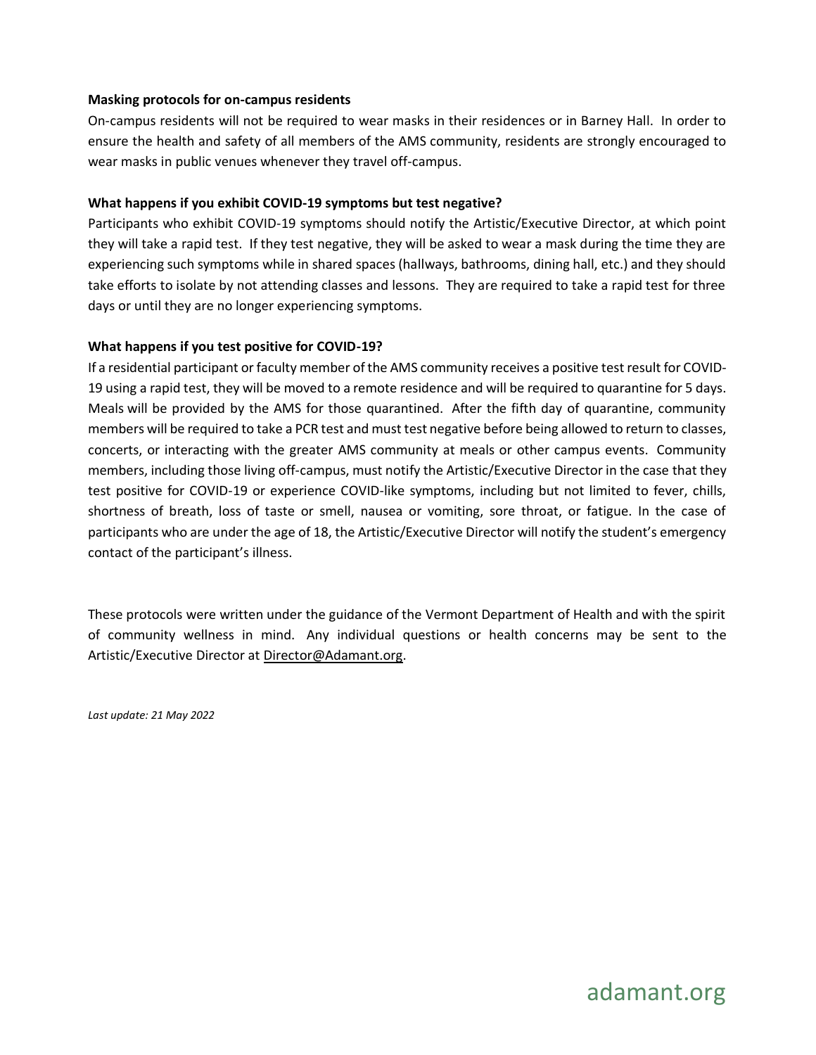**Masking protocols for on-campus residents**

On-campus residents will not be required to wear masks in their residences or in Barney Hall. In order to ensure the health and safety of all members of the AMS community, residents are strongly encouraged to wear masks in public venues whenever they travel off-campus.

**What happens if you exhibit COVID-19 symptoms but test negative?**

Participants who exhibit COVID-19 symptoms should notify the Artistic/Executive Director, at which point they will take a rapid test. If they test negative, they will be asked to wear a mask during the time they are experiencing such symptoms while in shared spaces (hallways, bathrooms, dining hall, etc.) and they should take efforts to isolate by not attending classes and lessons. They are required to take a rapid test for three days or until they are no longer experiencing symptoms.

**What happens if you test positive for COVID-19?**

If a residential participant or faculty member of the AMS community receives a positive test result for COVID-19 using a rapid test, they will be moved to a remote residence and will be required to quarantine for 5 days. Meals will be provided by the AMS for those quarantined. After the fifth day of quarantine, community members will be required to take a PCR test and must test negative before being allowed to return to classes, concerts, or interacting with the greater AMS community at meals or other campus events. Community members, including those living off-campus, must notify the Artistic/Executive Director in the case that they test positive for COVID-19 or experience COVID-like symptoms, including but not limited to fever, chills, shortness of breath, loss of taste or smell, nausea or vomiting, sore throat, or fatigue. In the case of participants who are under the age of 18, the Artistic/Executive Director will notify the student's emergency contact of the participant's illness.

These protocols were written under the guidance of the Vermont Department of Health and with the spirit of community wellness in mind. Any individual questions or health concerns may be sent to the Artistic/Executive Director at Director@Adamant.org.

*Last update: 21 May 2022*

adamant.org